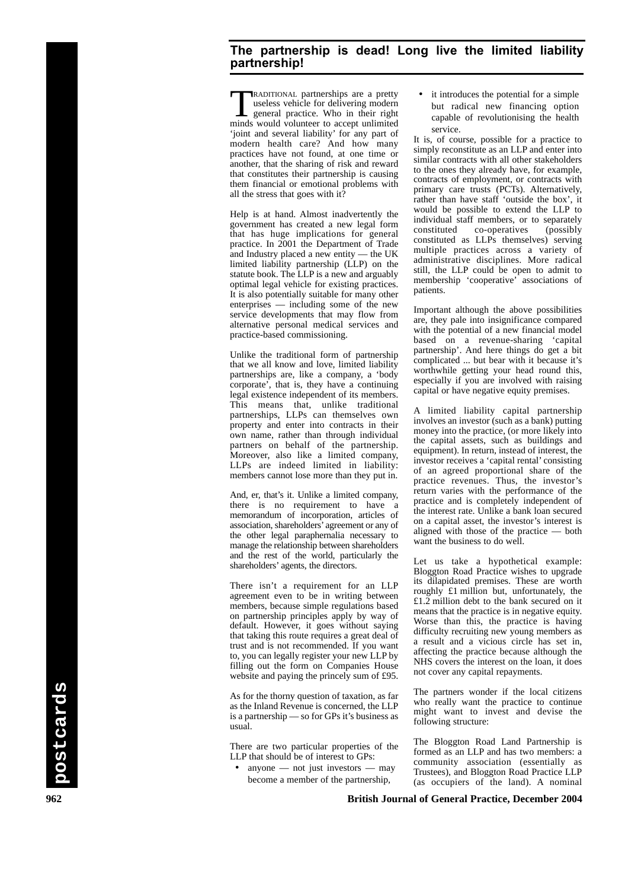## The partnership is dead! Long live the limited liability partnership!

TRADITIONAL partnerships are a pretty useless vehicle for delivering modern general practice. Who in their right minds would volunteer to accept unlimited 'joint and several liability' for any part of modern health care? And how many practices have not found, at one time or another, that the sharing of risk and reward that constitutes their partnership is causing them financial or emotional problems with all the stress that goes with it?

Help is at hand. Almost inadvertently the government has created a new legal form that has huge implications for general practice. In 2001 the Department of Trade and Industry placed a new entity — the UK limited liability partnership (LLP) on the statute book. The LLP is a new and arguably optimal legal vehicle for existing practices. It is also potentially suitable for many other enterprises — including some of the new service developments that may flow from alternative personal medical services and practice-based commissioning.

Unlike the traditional form of partnership that we all know and love, limited liability partnerships are, like a company, a 'body corporate', that is, they have a continuing legal existence independent of its members. This means that, unlike traditional partnerships, LLPs can themselves own property and enter into contracts in their own name, rather than through individual partners on behalf of the partnership. Moreover, also like a limited company, LLPs are indeed limited in liability: members cannot lose more than they put in.

And, er, that's it. Unlike a limited company, there is no requirement to have a memorandum of incorporation, articles of association, shareholders' agreement or any of the other legal paraphernalia necessary to manage the relationship between shareholders and the rest of the world, particularly the shareholders' agents, the directors.

There isn't a requirement for an LLP agreement even to be in writing between members, because simple regulations based on partnership principles apply by way of default. However, it goes without saying that taking this route requires a great deal of trust and is not recommended. If you want to, you can legally register your new LLP by filling out the form on Companies House website and paying the princely sum of £95.

As for the thorny question of taxation, as far as the Inland Revenue is concerned, the LLP is a partnership — so for GPs it's business as usual.

There are two particular properties of the LLP that should be of interest to GPs:

- anyone — not just investors — may become a member of the partnership,
- it introduces the potential for a simple but radical new financing option capable of revolutionising the health service.

It is, of course, possible for a practice to simply reconstitute as an LLP and enter into similar contracts with all other stakeholders to the ones they already have, for example, contracts of employment, or contracts with primary care trusts (PCTs). Alternatively, rather than have staff 'outside the box', it would be possible to extend the LLP to individual staff members, or to separately constituted co-operatives (possibly constituted as LLPs themselves) serving multiple practices across a variety of administrative disciplines. More radical still, the LLP could be open to admit to membership 'cooperative' associations of patients.

Important although the above possibilities are, they pale into insignificance compared with the potential of a new financial model based on a revenue-sharing 'capital partnership'. And here things do get a bit complicated ... but bear with it because it's worthwhile getting your head round this, especially if you are involved with raising capital or have negative equity premises.

A limited liability capital partnership involves an investor (such as a bank) putting money into the practice, (or more likely into the capital assets, such as buildings and equipment). In return, instead of interest, the investor receives a 'capital rental' consisting of an agreed proportional share of the practice revenues. Thus, the investor's return varies with the performance of the practice and is completely independent of the interest rate. Unlike a bank loan secured on a capital asset, the investor's interest is aligned with those of the practice — both want the business to do well.

Let us take a hypothetical example: Bloggton Road Practice wishes to upgrade its dilapidated premises. These are worth roughly £1 million but, unfortunately, the £1.2 million debt to the bank secured on it means that the practice is in negative equity. Worse than this, the practice is having difficulty recruiting new young members as a result and a vicious circle has set in, affecting the practice because although the NHS covers the interest on the loan, it does not cover any capital repayments.

The partners wonder if the local citizens who really want the practice to continue might want to invest and devise the following structure:

The Bloggton Road Land Partnership is formed as an LLP and has two members: a community association (essentially as Trustees), and Bloggton Road Practice LLP (as occupiers of the land). A nominal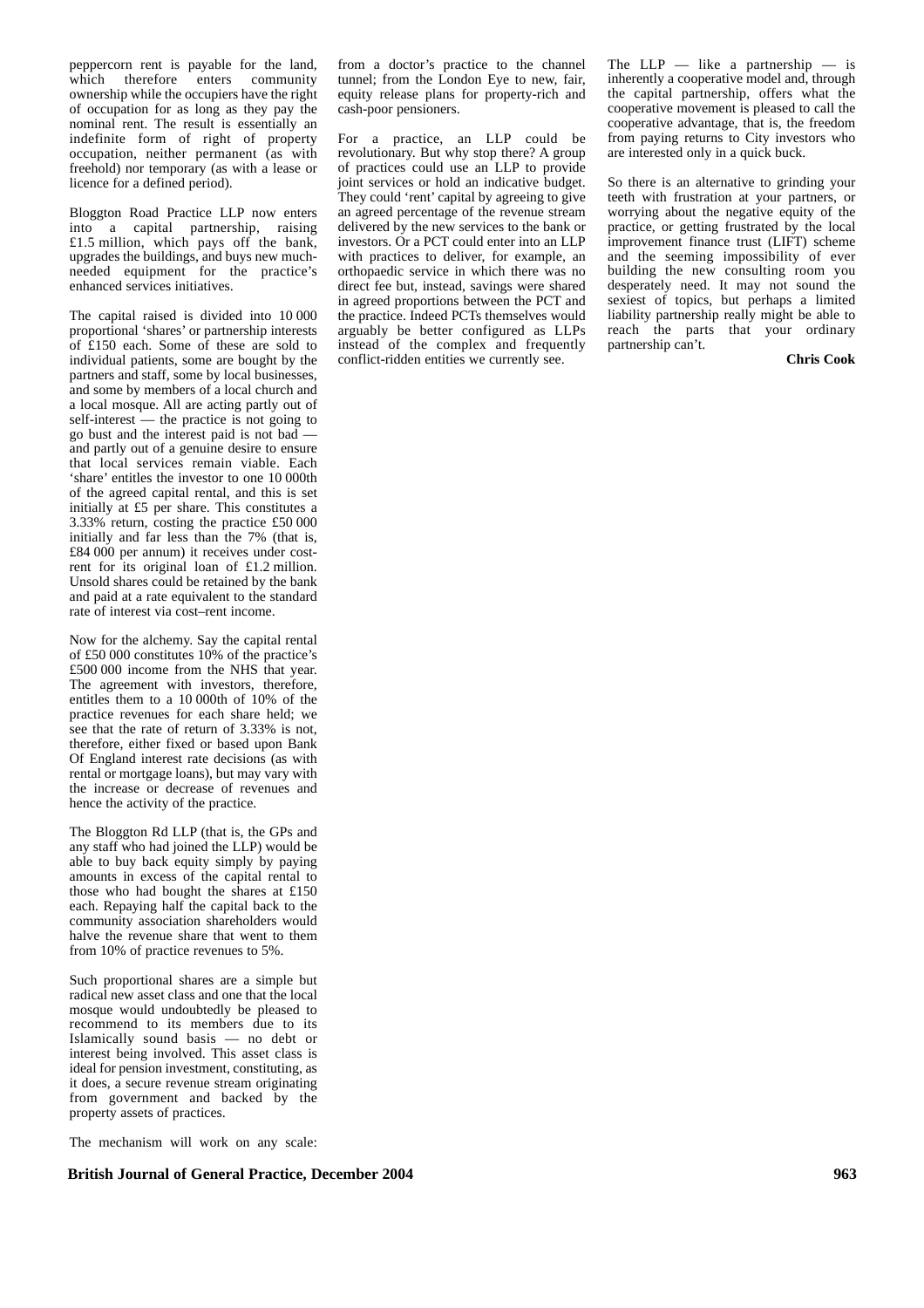peppercorn rent is payable for the land, which therefore enters community ownership while the occupiers have the right of occupation for as long as they pay the nominal rent. The result is essentially an indefinite form of right of property occupation, neither permanent (as with freehold) nor temporary (as with a lease or licence for a defined period).

Bloggton Road Practice LLP now enters into a capital partnership, raising £1.5 million, which pays off the bank, upgrades the buildings, and buys new much-needed equipment for the practice's enhanced services initiatives.

The capital raised is divided into 10 000 proportional 'shares' or partnership interests of £150 each. Some of these are sold to individual patients, some are bought by the partners and staff, some by local businesses, and some by members of a local church and a local mosque. All are acting partly out of self-interest — the practice is not going to go bust and the interest paid is not bad — and partly out of a genuine desire to ensure that local services remain viable. Each 'share' entitles the investor to one 10 000th of the agreed capital rental, and this is set initially at £5 per share. This constitutes a 3.33% return, costing the practice £50 000 initially and far less than the 7% (that is, £84 000 per annum) it receives under cost-rent for its original loan of £1.2 million. Unsold shares could be retained by the bank and paid at a rate equivalent to the standard rate of interest via cost–rent income.

Now for the alchemy. Say the capital rental of £50 000 constitutes 10% of the practice's £500 000 income from the NHS that year. The agreement with investors, therefore, entitles them to a 10 000th of 10% of the practice revenues for each share held; we see that the rate of return of 3.33% is not, therefore, either fixed or based upon Bank Of England interest rate decisions (as with rental or mortgage loans), but may vary with the increase or decrease of revenues and hence the activity of the practice.

The Bloggton Rd LLP (that is, the GPs and any staff who had joined the LLP) would be able to buy back equity simply by paying amounts in excess of the capital rental to those who had bought the shares at £150 each. Repaying half the capital back to the community association shareholders would halve the revenue share that went to them from 10% of practice revenues to 5%.

Such proportional shares are a simple but radical new asset class and one that the local mosque would undoubtedly be pleased to recommend to its members due to its Islamically sound basis — no debt or interest being involved. This asset class is ideal for pension investment, constituting, as it does, a secure revenue stream originating from government and backed by the property assets of practices.

The mechanism will work on any scale: from a doctor's practice to the channel tunnel; from the London Eye to new, fair, equity release plans for property-rich and cash-poor pensioners.

For a practice, an LLP could be revolutionary. But why stop there? A group of practices could use an LLP to provide joint services or hold an indicative budget. They could 'rent' capital by agreeing to give an agreed percentage of the revenue stream delivered by the new services to the bank or investors. Or a PCT could enter into an LLP with practices to deliver, for example, an orthopaedic service in which there was no direct fee but, instead, savings were shared in agreed proportions between the PCT and the practice. Indeed PCTs themselves would arguably be better configured as LLPs instead of the complex and frequently conflict-ridden entities we currently see.

The LLP — like a partnership — is inherently a cooperative model and, through the capital partnership, offers what the cooperative movement is pleased to call the cooperative advantage, that is, the freedom from paying returns to City investors who are interested only in a quick buck.

So there is an alternative to grinding your teeth with frustration at your partners, or worrying about the negative equity of the practice, or getting frustrated by the local improvement finance trust (LIFT) scheme and the seeming impossibility of ever building the new consulting room you desperately need. It may not sound the sexiest of topics, but perhaps a limited liability partnership really might be able to reach the parts that your ordinary partnership can't.

**Chris Cook**